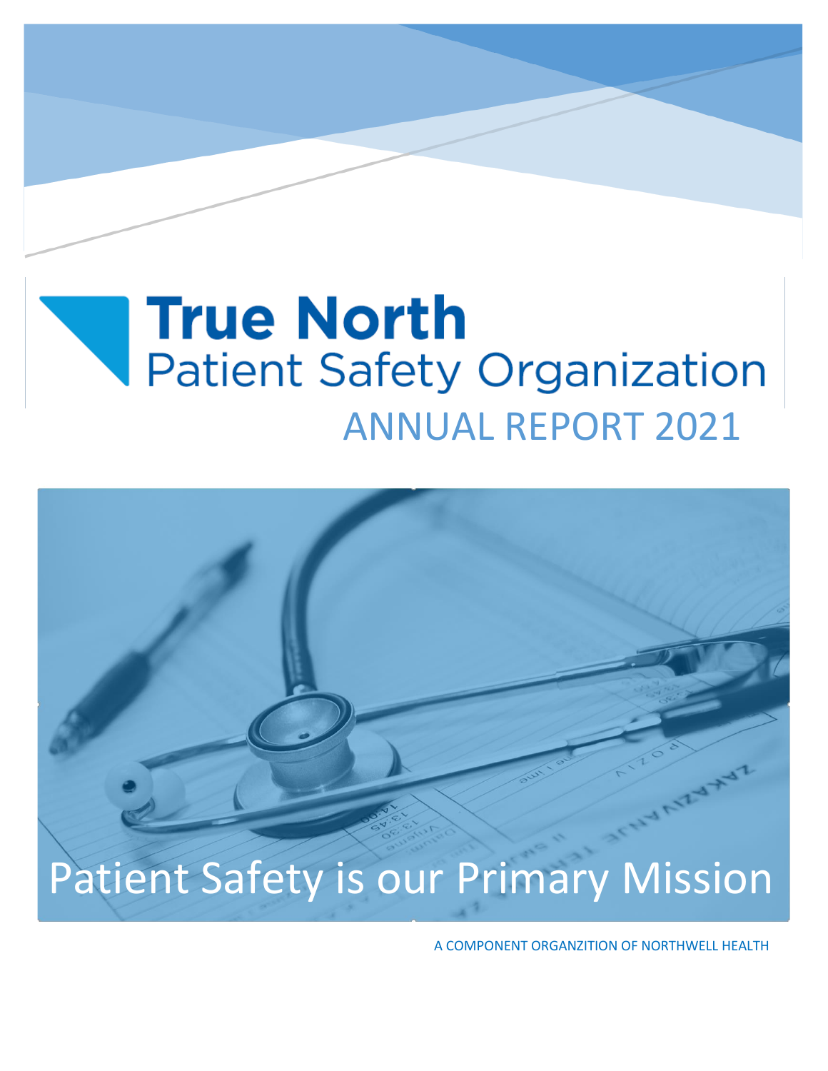# True North
## Patient Safety Organization

## ANNUAL REPORT 2021

Patient Safety is our Primary Mission

A COMPONENT ORGANZITION OF NORTHWELL HEALTH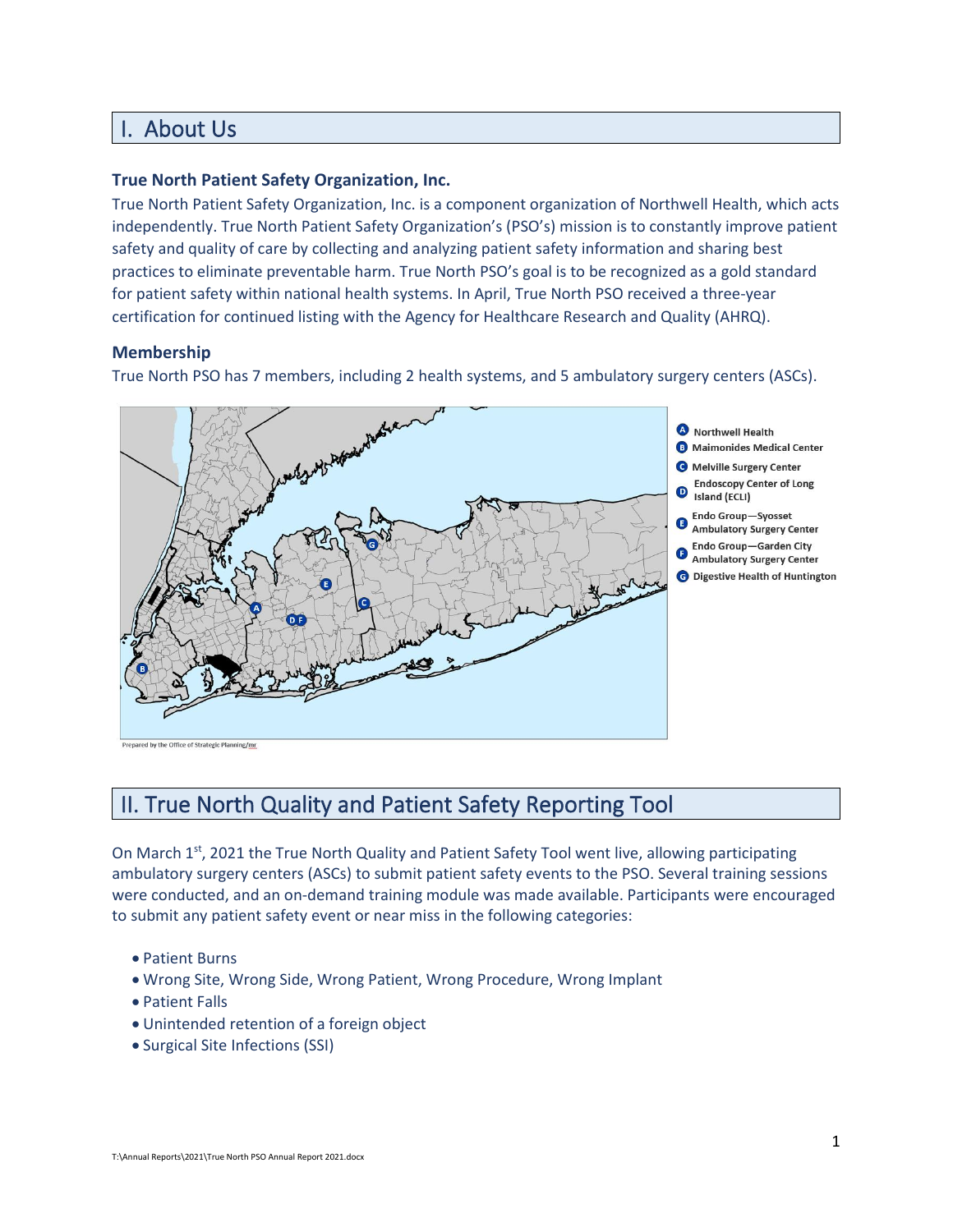# I. About Us

### True North Patient Safety Organization, Inc.

True North Patient Safety Organization, Inc. is a component organization of Northwell Health, which acts independently. True North Patient Safety Organization's (PSO's) mission is to constantly improve patient safety and quality of care by collecting and analyzing patient safety information and sharing best practices to eliminate preventable harm. True North PSO's goal is to be recognized as a gold standard for patient safety within national health systems. In April, True North PSO received a three-year certification for continued listing with the Agency for Healthcare Research and Quality (AHRQ).

### Membership

True North PSO has 7 members, including 2 health systems, and 5 ambulatory surgery centers (ASCs).

- A Northwell Health
- B Maimonides Medical Center
- C Melville Surgery Center
- D Endoscopy Center of Long Island (ECLI)
- E Endo Group—Syosset Ambulatory Surgery Center
- F Endo Group—Garden City Ambulatory Surgery Center
- G Digestive Health of Huntington

Prepared by the Office of Strategic Planning/mr

# II. True North Quality and Patient Safety Reporting Tool

On March 1st, 2021 the True North Quality and Patient Safety Tool went live, allowing participating ambulatory surgery centers (ASCs) to submit patient safety events to the PSO. Several training sessions were conducted, and an on-demand training module was made available. Participants were encouraged to submit any patient safety event or near miss in the following categories:

- Patient Burns
- Wrong Site, Wrong Side, Wrong Patient, Wrong Procedure, Wrong Implant
- Patient Falls
- Unintended retention of a foreign object
- Surgical Site Infections (SSI)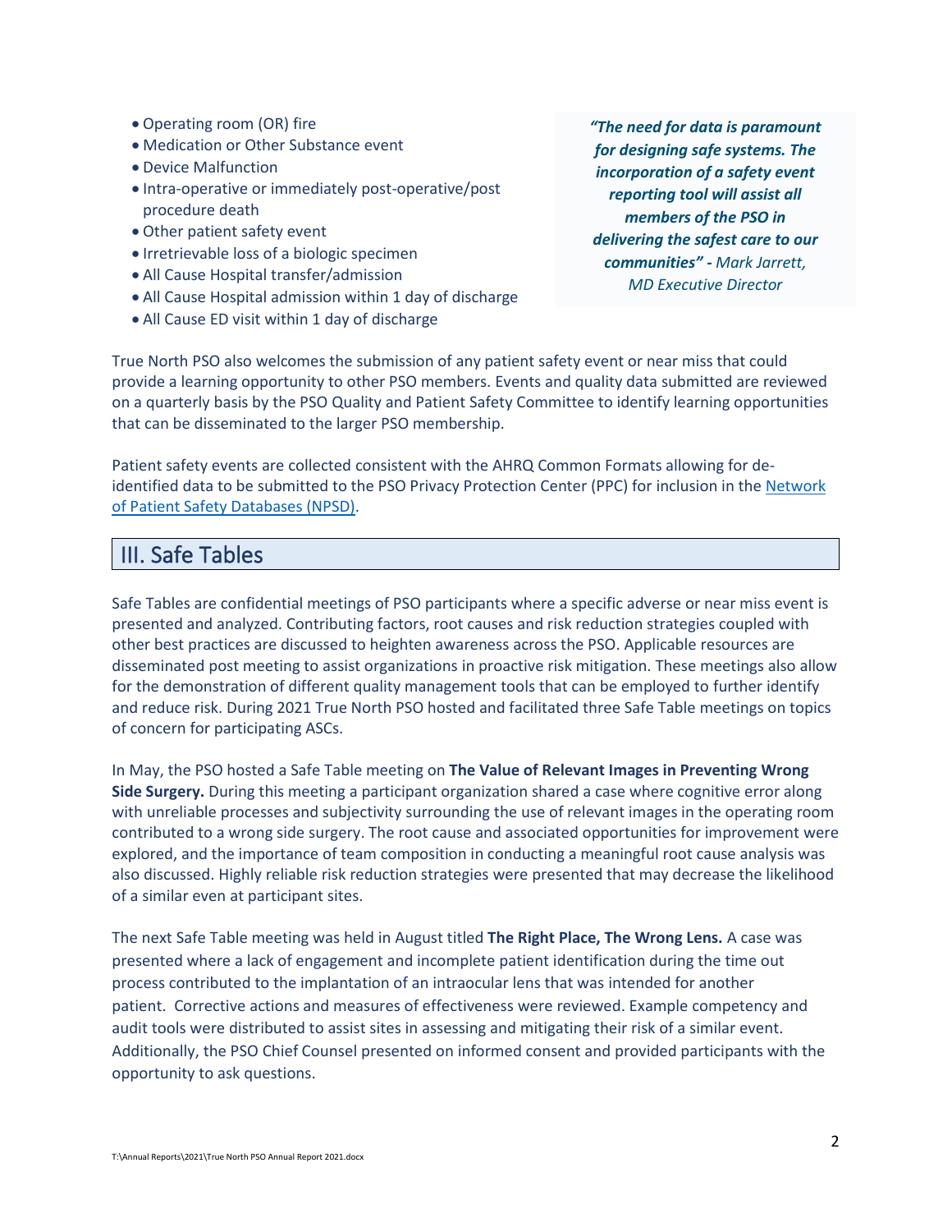- Operating room (OR) fire
- Medication or Other Substance event
- Device Malfunction
- Intra-operative or immediately post-operative/post procedure death
- Other patient safety event
- Irretrievable loss of a biologic specimen
- All Cause Hospital transfer/admission
- All Cause Hospital admission within 1 day of discharge
- All Cause ED visit within 1 day of discharge

> ***"The need for data is paramount for designing safe systems. The incorporation of a safety event reporting tool will assist all members of the PSO in delivering the safest care to our communities" -*** *Mark Jarrett, MD Executive Director*

True North PSO also welcomes the submission of any patient safety event or near miss that could provide a learning opportunity to other PSO members. Events and quality data submitted are reviewed on a quarterly basis by the PSO Quality and Patient Safety Committee to identify learning opportunities that can be disseminated to the larger PSO membership.

Patient safety events are collected consistent with the AHRQ Common Formats allowing for de-identified data to be submitted to the PSO Privacy Protection Center (PPC) for inclusion in the Network of Patient Safety Databases (NPSD).

## III. Safe Tables

Safe Tables are confidential meetings of PSO participants where a specific adverse or near miss event is presented and analyzed. Contributing factors, root causes and risk reduction strategies coupled with other best practices are discussed to heighten awareness across the PSO. Applicable resources are disseminated post meeting to assist organizations in proactive risk mitigation. These meetings also allow for the demonstration of different quality management tools that can be employed to further identify and reduce risk. During 2021 True North PSO hosted and facilitated three Safe Table meetings on topics of concern for participating ASCs.

In May, the PSO hosted a Safe Table meeting on **The Value of Relevant Images in Preventing Wrong Side Surgery.** During this meeting a participant organization shared a case where cognitive error along with unreliable processes and subjectivity surrounding the use of relevant images in the operating room contributed to a wrong side surgery. The root cause and associated opportunities for improvement were explored, and the importance of team composition in conducting a meaningful root cause analysis was also discussed. Highly reliable risk reduction strategies were presented that may decrease the likelihood of a similar even at participant sites.

The next Safe Table meeting was held in August titled **The Right Place, The Wrong Lens.** A case was presented where a lack of engagement and incomplete patient identification during the time out process contributed to the implantation of an intraocular lens that was intended for another patient. Corrective actions and measures of effectiveness were reviewed. Example competency and audit tools were distributed to assist sites in assessing and mitigating their risk of a similar event. Additionally, the PSO Chief Counsel presented on informed consent and provided participants with the opportunity to ask questions.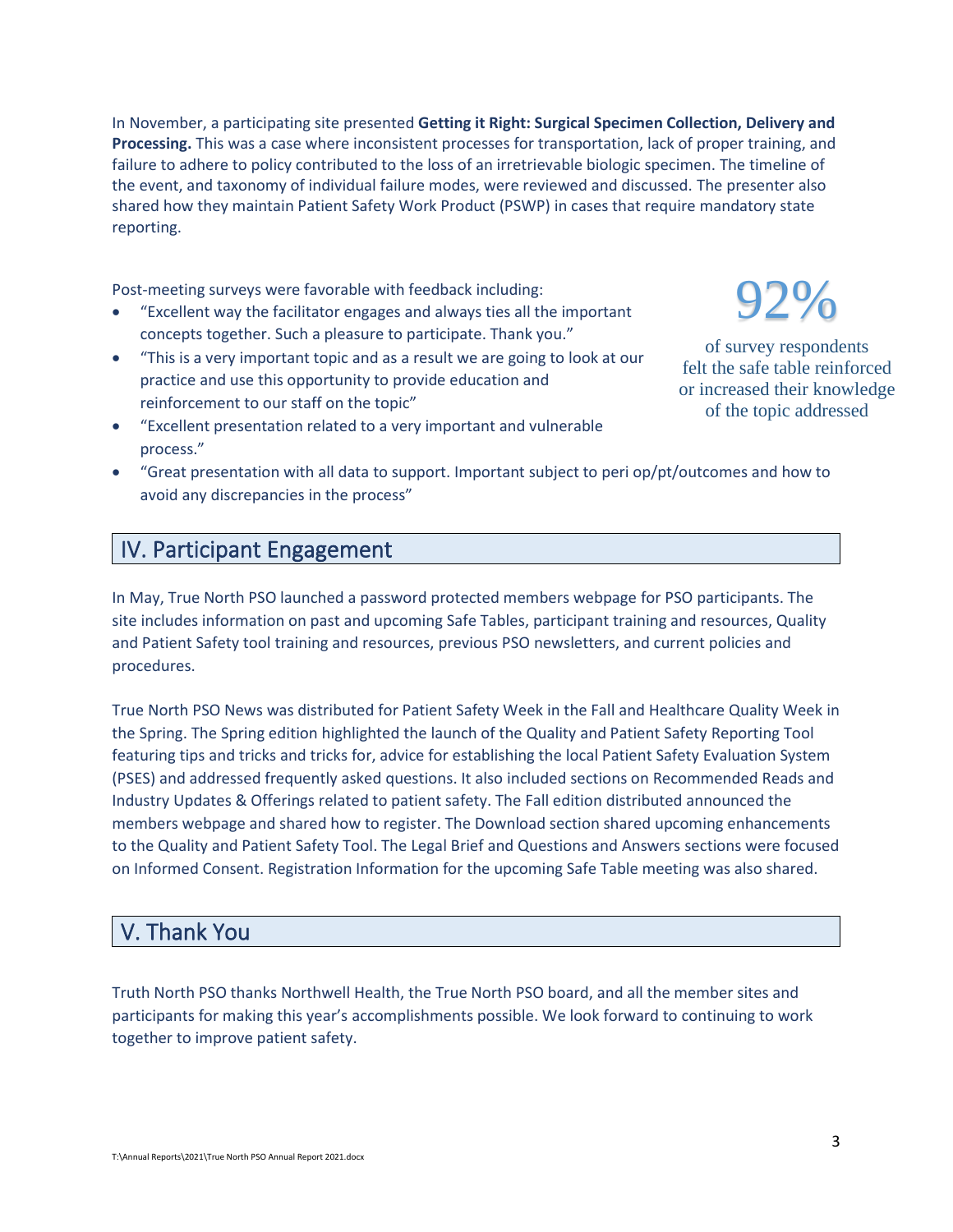In November, a participating site presented **Getting it Right: Surgical Specimen Collection, Delivery and Processing.** This was a case where inconsistent processes for transportation, lack of proper training, and failure to adhere to policy contributed to the loss of an irretrievable biologic specimen. The timeline of the event, and taxonomy of individual failure modes, were reviewed and discussed. The presenter also shared how they maintain Patient Safety Work Product (PSWP) in cases that require mandatory state reporting.

Post-meeting surveys were favorable with feedback including:

- "Excellent way the facilitator engages and always ties all the important concepts together. Such a pleasure to participate. Thank you."
- "This is a very important topic and as a result we are going to look at our practice and use this opportunity to provide education and reinforcement to our staff on the topic"
- "Excellent presentation related to a very important and vulnerable process."
- "Great presentation with all data to support. Important subject to peri op/pt/outcomes and how to avoid any discrepancies in the process"

92%

of survey respondents felt the safe table reinforced or increased their knowledge of the topic addressed

## IV. Participant Engagement

In May, True North PSO launched a password protected members webpage for PSO participants. The site includes information on past and upcoming Safe Tables, participant training and resources, Quality and Patient Safety tool training and resources, previous PSO newsletters, and current policies and procedures.

True North PSO News was distributed for Patient Safety Week in the Fall and Healthcare Quality Week in the Spring. The Spring edition highlighted the launch of the Quality and Patient Safety Reporting Tool featuring tips and tricks and tricks for, advice for establishing the local Patient Safety Evaluation System (PSES) and addressed frequently asked questions. It also included sections on Recommended Reads and Industry Updates & Offerings related to patient safety. The Fall edition distributed announced the members webpage and shared how to register. The Download section shared upcoming enhancements to the Quality and Patient Safety Tool. The Legal Brief and Questions and Answers sections were focused on Informed Consent. Registration Information for the upcoming Safe Table meeting was also shared.

## V. Thank You

Truth North PSO thanks Northwell Health, the True North PSO board, and all the member sites and participants for making this year's accomplishments possible. We look forward to continuing to work together to improve patient safety.

T:\Annual Reports\2021\True North PSO Annual Report 2021.docx